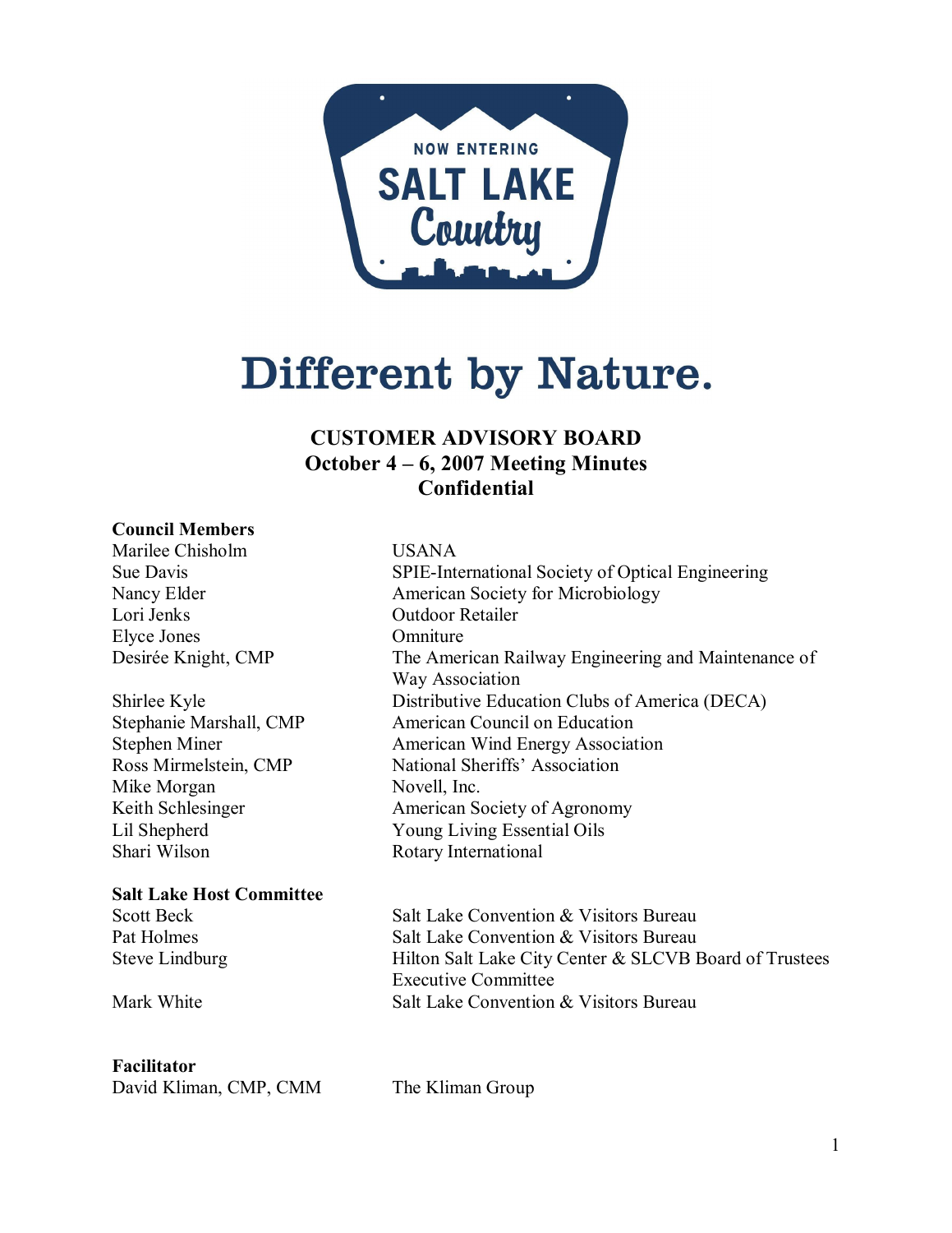NOW ENTERING

SALT LAKE

Country

# Different by Nature.

## CUSTOMER ADVISORY BOARD
## October 4 – 6, 2007 Meeting Minutes
## Confidential

**Council Members**

| | |
|---|---|
| Marilee Chisholm | USANA |
| Sue Davis | SPIE-International Society of Optical Engineering |
| Nancy Elder | American Society for Microbiology |
| Lori Jenks | Outdoor Retailer |
| Elyce Jones | Omniture |
| Desirée Knight, CMP | The American Railway Engineering and Maintenance of Way Association |
| Shirlee Kyle | Distributive Education Clubs of America (DECA) |
| Stephanie Marshall, CMP | American Council on Education |
| Stephen Miner | American Wind Energy Association |
| Ross Mirmelstein, CMP | National Sheriffs' Association |
| Mike Morgan | Novell, Inc. |
| Keith Schlesinger | American Society of Agronomy |
| Lil Shepherd | Young Living Essential Oils |
| Shari Wilson | Rotary International |

**Salt Lake Host Committee**

| | |
|---|---|
| Scott Beck | Salt Lake Convention & Visitors Bureau |
| Pat Holmes | Salt Lake Convention & Visitors Bureau |
| Steve Lindburg | Hilton Salt Lake City Center & SLCVB Board of Trustees Executive Committee |
| Mark White | Salt Lake Convention & Visitors Bureau |

**Facilitator**

| | |
|---|---|
| David Kliman, CMP, CMM | The Kliman Group |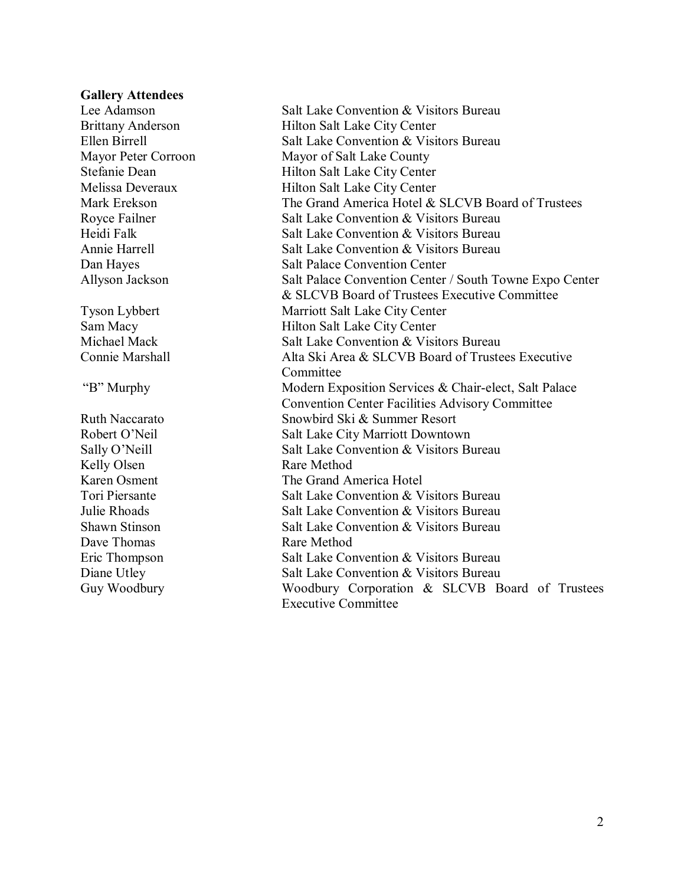**Gallery Attendees**

| | |
|---|---|
| Lee Adamson | Salt Lake Convention & Visitors Bureau |
| Brittany Anderson | Hilton Salt Lake City Center |
| Ellen Birrell | Salt Lake Convention & Visitors Bureau |
| Mayor Peter Corroon | Mayor of Salt Lake County |
| Stefanie Dean | Hilton Salt Lake City Center |
| Melissa Deveraux | Hilton Salt Lake City Center |
| Mark Erekson | The Grand America Hotel & SLCVB Board of Trustees |
| Royce Failner | Salt Lake Convention & Visitors Bureau |
| Heidi Falk | Salt Lake Convention & Visitors Bureau |
| Annie Harrell | Salt Lake Convention & Visitors Bureau |
| Dan Hayes | Salt Palace Convention Center |
| Allyson Jackson | Salt Palace Convention Center / South Towne Expo Center & SLCVB Board of Trustees Executive Committee |
| Tyson Lybbert | Marriott Salt Lake City Center |
| Sam Macy | Hilton Salt Lake City Center |
| Michael Mack | Salt Lake Convention & Visitors Bureau |
| Connie Marshall | Alta Ski Area & SLCVB Board of Trustees Executive Committee |
| "B" Murphy | Modern Exposition Services & Chair-elect, Salt Palace Convention Center Facilities Advisory Committee |
| Ruth Naccarato | Snowbird Ski & Summer Resort |
| Robert O'Neil | Salt Lake City Marriott Downtown |
| Sally O'Neill | Salt Lake Convention & Visitors Bureau |
| Kelly Olsen | Rare Method |
| Karen Osment | The Grand America Hotel |
| Tori Piersante | Salt Lake Convention & Visitors Bureau |
| Julie Rhoads | Salt Lake Convention & Visitors Bureau |
| Shawn Stinson | Salt Lake Convention & Visitors Bureau |
| Dave Thomas | Rare Method |
| Eric Thompson | Salt Lake Convention & Visitors Bureau |
| Diane Utley | Salt Lake Convention & Visitors Bureau |
| Guy Woodbury | Woodbury Corporation & SLCVB Board of Trustees Executive Committee |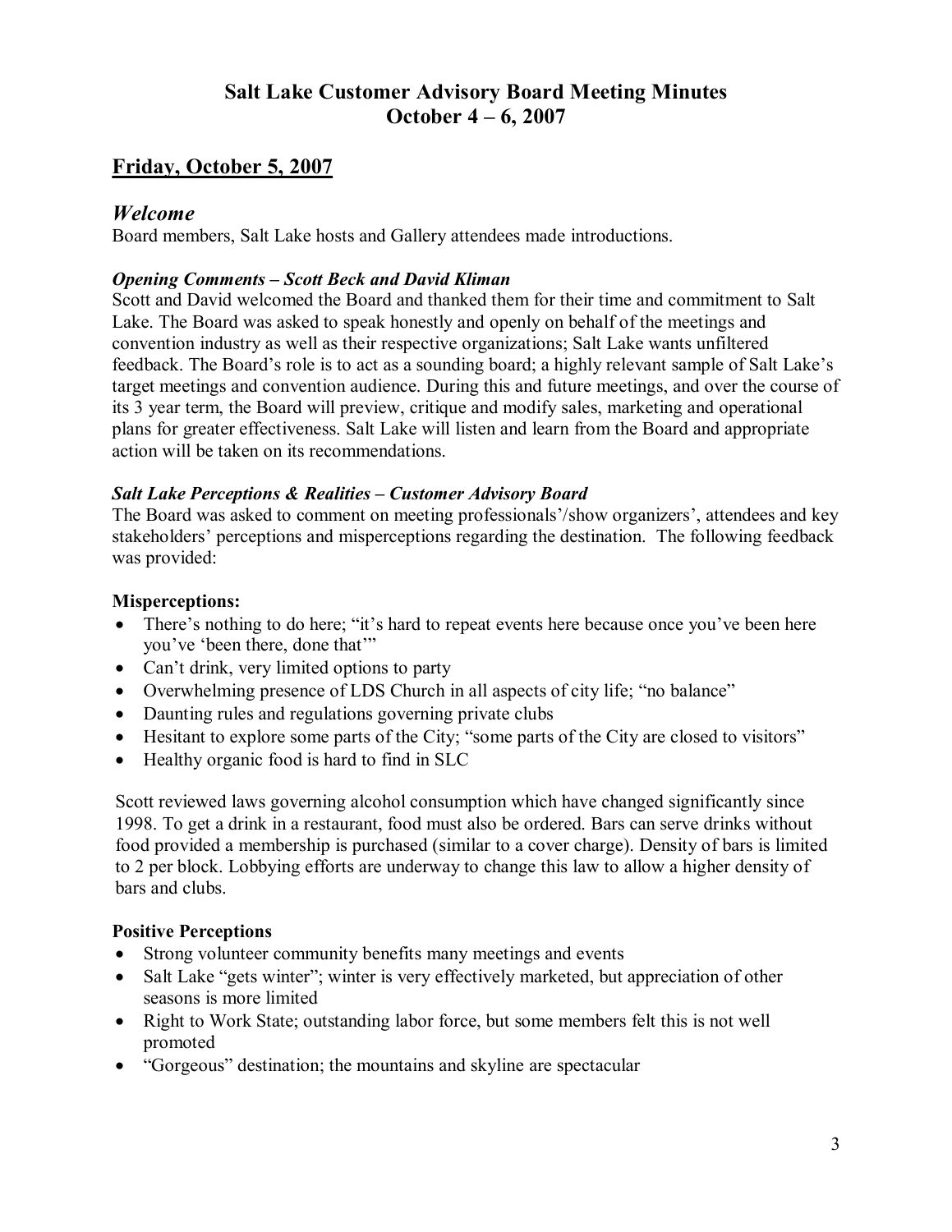# Salt Lake Customer Advisory Board Meeting Minutes
# October 4 – 6, 2007

## Friday, October 5, 2007

### *Welcome*

Board members, Salt Lake hosts and Gallery attendees made introductions.

#### *Opening Comments – Scott Beck and David Kliman*

Scott and David welcomed the Board and thanked them for their time and commitment to Salt Lake. The Board was asked to speak honestly and openly on behalf of the meetings and convention industry as well as their respective organizations; Salt Lake wants unfiltered feedback. The Board's role is to act as a sounding board; a highly relevant sample of Salt Lake's target meetings and convention audience. During this and future meetings, and over the course of its 3 year term, the Board will preview, critique and modify sales, marketing and operational plans for greater effectiveness. Salt Lake will listen and learn from the Board and appropriate action will be taken on its recommendations.

#### *Salt Lake Perceptions & Realities – Customer Advisory Board*

The Board was asked to comment on meeting professionals'/show organizers', attendees and key stakeholders' perceptions and misperceptions regarding the destination. The following feedback was provided:

**Misperceptions:**

- There's nothing to do here; "it's hard to repeat events here because once you've been here you've 'been there, done that'"
- Can't drink, very limited options to party
- Overwhelming presence of LDS Church in all aspects of city life; "no balance"
- Daunting rules and regulations governing private clubs
- Hesitant to explore some parts of the City; "some parts of the City are closed to visitors"
- Healthy organic food is hard to find in SLC

Scott reviewed laws governing alcohol consumption which have changed significantly since 1998. To get a drink in a restaurant, food must also be ordered. Bars can serve drinks without food provided a membership is purchased (similar to a cover charge). Density of bars is limited to 2 per block. Lobbying efforts are underway to change this law to allow a higher density of bars and clubs.

**Positive Perceptions**

- Strong volunteer community benefits many meetings and events
- Salt Lake "gets winter"; winter is very effectively marketed, but appreciation of other seasons is more limited
- Right to Work State; outstanding labor force, but some members felt this is not well promoted
- "Gorgeous" destination; the mountains and skyline are spectacular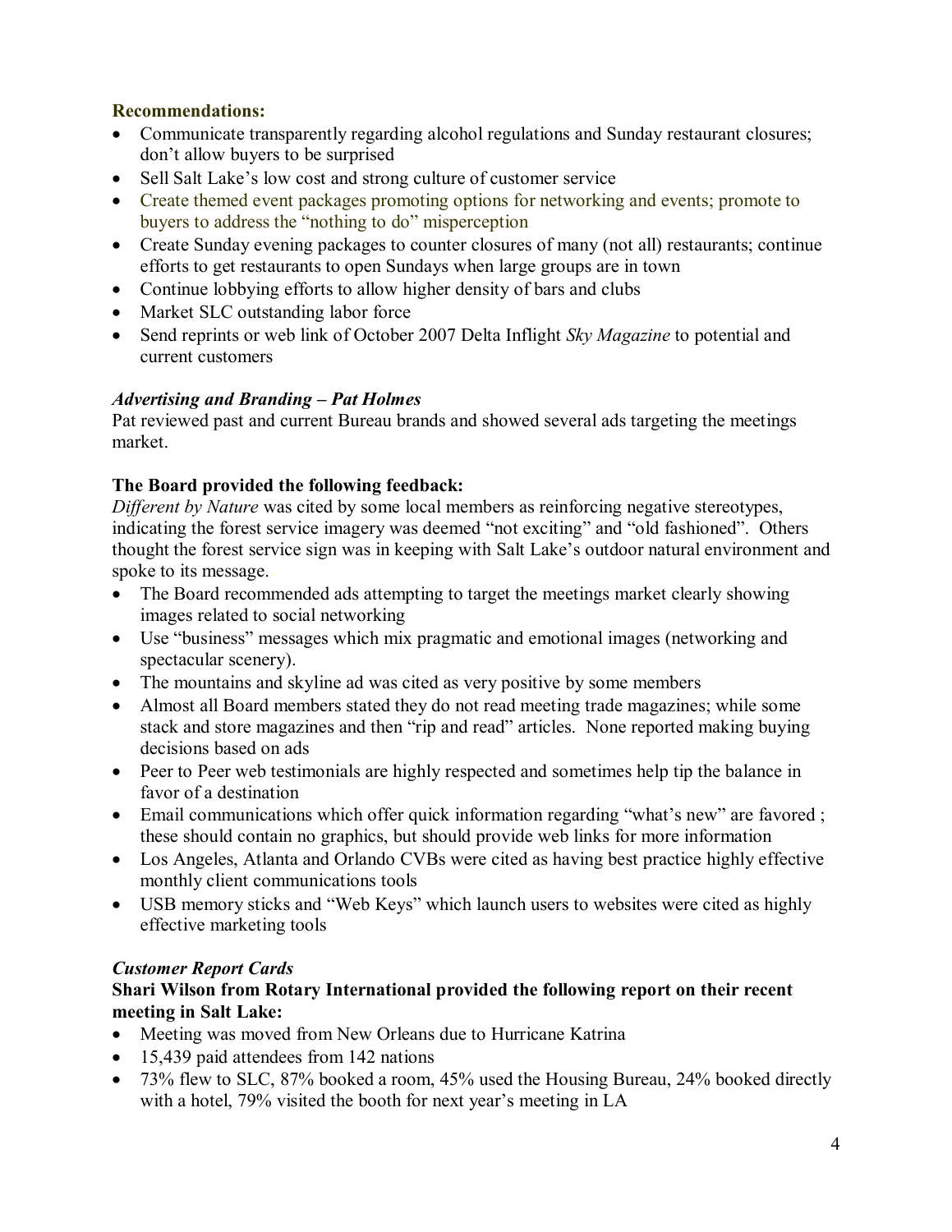**Recommendations:**

- Communicate transparently regarding alcohol regulations and Sunday restaurant closures; don't allow buyers to be surprised
- Sell Salt Lake's low cost and strong culture of customer service
- Create themed event packages promoting options for networking and events; promote to buyers to address the "nothing to do" misperception
- Create Sunday evening packages to counter closures of many (not all) restaurants; continue efforts to get restaurants to open Sundays when large groups are in town
- Continue lobbying efforts to allow higher density of bars and clubs
- Market SLC outstanding labor force
- Send reprints or web link of October 2007 Delta Inflight *Sky Magazine* to potential and current customers

***Advertising and Branding – Pat Holmes***

Pat reviewed past and current Bureau brands and showed several ads targeting the meetings market.

**The Board provided the following feedback:**

*Different by Nature* was cited by some local members as reinforcing negative stereotypes, indicating the forest service imagery was deemed "not exciting" and "old fashioned". Others thought the forest service sign was in keeping with Salt Lake's outdoor natural environment and spoke to its message.

- The Board recommended ads attempting to target the meetings market clearly showing images related to social networking
- Use "business" messages which mix pragmatic and emotional images (networking and spectacular scenery).
- The mountains and skyline ad was cited as very positive by some members
- Almost all Board members stated they do not read meeting trade magazines; while some stack and store magazines and then "rip and read" articles. None reported making buying decisions based on ads
- Peer to Peer web testimonials are highly respected and sometimes help tip the balance in favor of a destination
- Email communications which offer quick information regarding "what's new" are favored ; these should contain no graphics, but should provide web links for more information
- Los Angeles, Atlanta and Orlando CVBs were cited as having best practice highly effective monthly client communications tools
- USB memory sticks and "Web Keys" which launch users to websites were cited as highly effective marketing tools

***Customer Report Cards***

**Shari Wilson from Rotary International provided the following report on their recent meeting in Salt Lake:**

- Meeting was moved from New Orleans due to Hurricane Katrina
- 15,439 paid attendees from 142 nations
- 73% flew to SLC, 87% booked a room, 45% used the Housing Bureau, 24% booked directly with a hotel, 79% visited the booth for next year's meeting in LA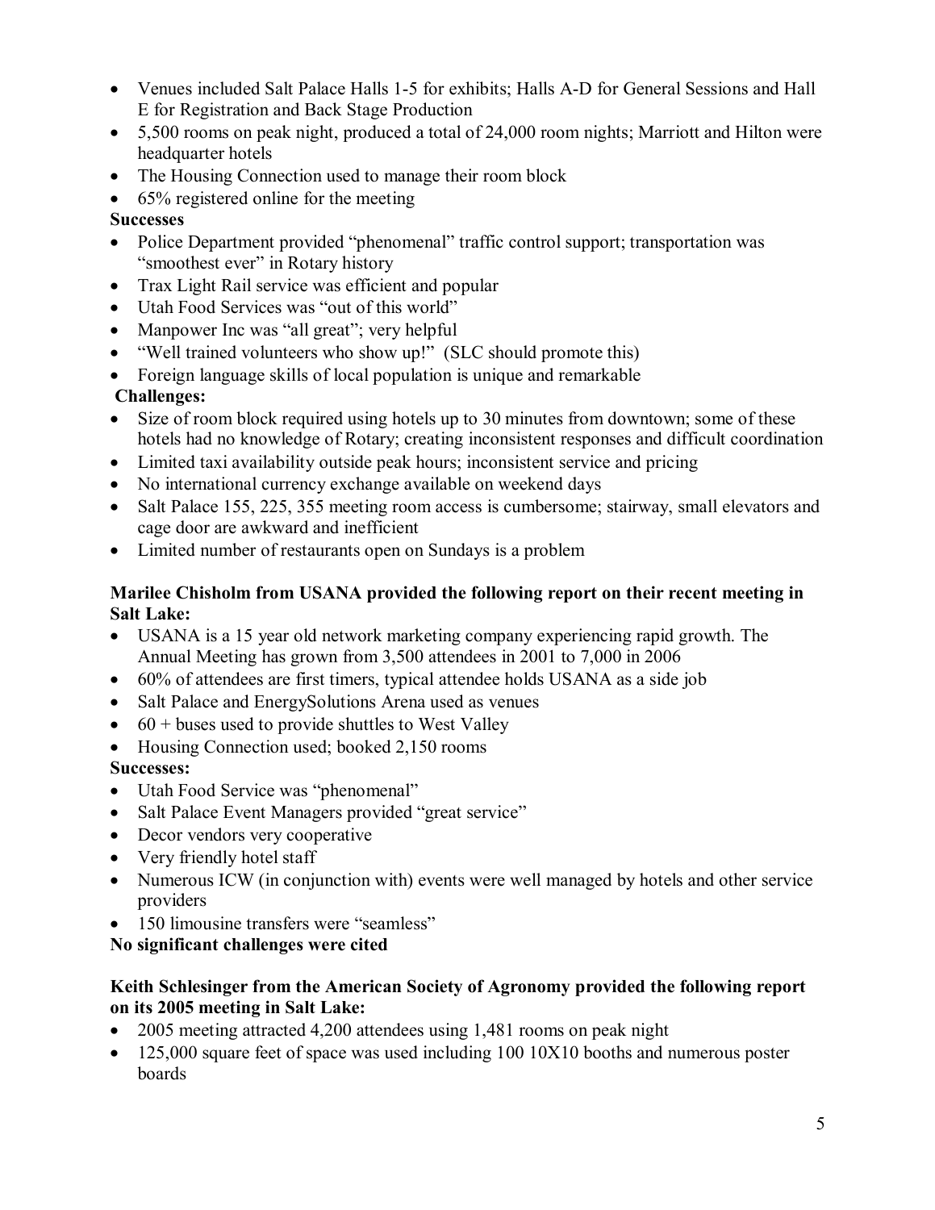- Venues included Salt Palace Halls 1-5 for exhibits; Halls A-D for General Sessions and Hall E for Registration and Back Stage Production
- 5,500 rooms on peak night, produced a total of 24,000 room nights; Marriott and Hilton were headquarter hotels
- The Housing Connection used to manage their room block
- 65% registered online for the meeting

**Successes**

- Police Department provided "phenomenal" traffic control support; transportation was "smoothest ever" in Rotary history
- Trax Light Rail service was efficient and popular
- Utah Food Services was "out of this world"
- Manpower Inc was "all great"; very helpful
- "Well trained volunteers who show up!" (SLC should promote this)
- Foreign language skills of local population is unique and remarkable

**Challenges:**

- Size of room block required using hotels up to 30 minutes from downtown; some of these hotels had no knowledge of Rotary; creating inconsistent responses and difficult coordination
- Limited taxi availability outside peak hours; inconsistent service and pricing
- No international currency exchange available on weekend days
- Salt Palace 155, 225, 355 meeting room access is cumbersome; stairway, small elevators and cage door are awkward and inefficient
- Limited number of restaurants open on Sundays is a problem

**Marilee Chisholm from USANA provided the following report on their recent meeting in Salt Lake:**

- USANA is a 15 year old network marketing company experiencing rapid growth. The Annual Meeting has grown from 3,500 attendees in 2001 to 7,000 in 2006
- 60% of attendees are first timers, typical attendee holds USANA as a side job
- Salt Palace and EnergySolutions Arena used as venues
- 60 + buses used to provide shuttles to West Valley
- Housing Connection used; booked 2,150 rooms

**Successes:**

- Utah Food Service was "phenomenal"
- Salt Palace Event Managers provided "great service"
- Decor vendors very cooperative
- Very friendly hotel staff
- Numerous ICW (in conjunction with) events were well managed by hotels and other service providers
- 150 limousine transfers were "seamless"

**No significant challenges were cited**

**Keith Schlesinger from the American Society of Agronomy provided the following report on its 2005 meeting in Salt Lake:**

- 2005 meeting attracted 4,200 attendees using 1,481 rooms on peak night
- 125,000 square feet of space was used including 100 10X10 booths and numerous poster boards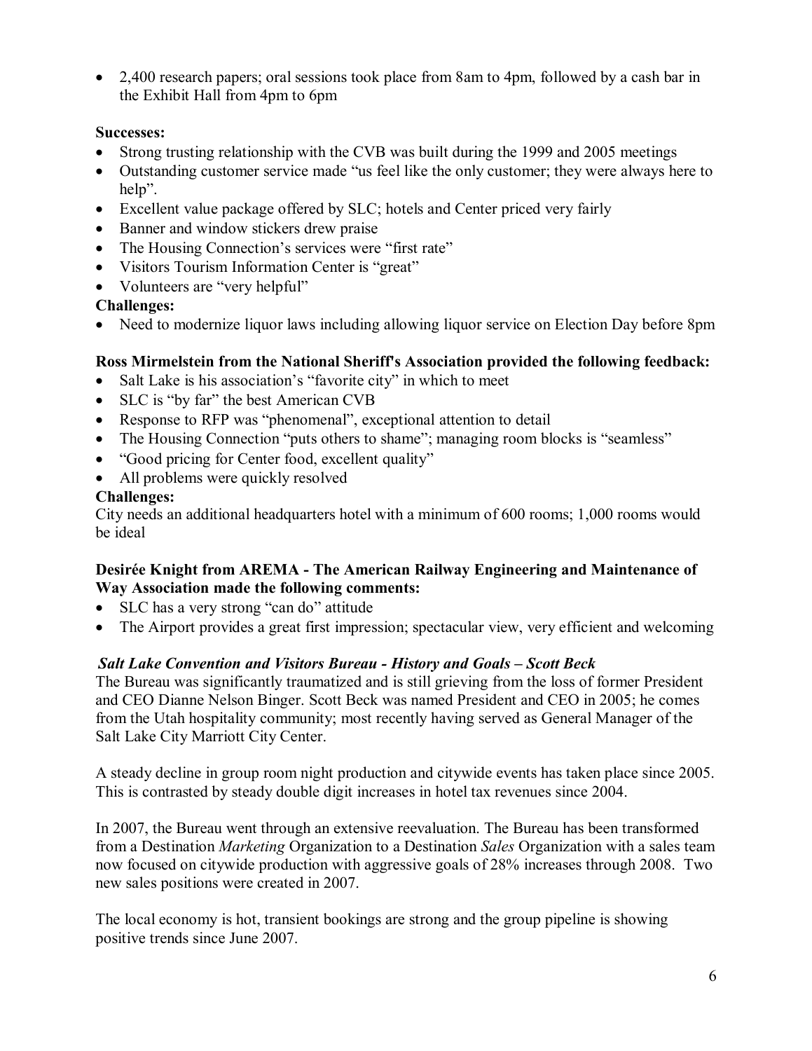- 2,400 research papers; oral sessions took place from 8am to 4pm, followed by a cash bar in the Exhibit Hall from 4pm to 6pm

**Successes:**

- Strong trusting relationship with the CVB was built during the 1999 and 2005 meetings
- Outstanding customer service made "us feel like the only customer; they were always here to help".
- Excellent value package offered by SLC; hotels and Center priced very fairly
- Banner and window stickers drew praise
- The Housing Connection's services were "first rate"
- Visitors Tourism Information Center is "great"
- Volunteers are "very helpful"

**Challenges:**

- Need to modernize liquor laws including allowing liquor service on Election Day before 8pm

**Ross Mirmelstein from the National Sheriff's Association provided the following feedback:**

- Salt Lake is his association's "favorite city" in which to meet
- SLC is "by far" the best American CVB
- Response to RFP was "phenomenal", exceptional attention to detail
- The Housing Connection "puts others to shame"; managing room blocks is "seamless"
- "Good pricing for Center food, excellent quality"
- All problems were quickly resolved

**Challenges:**

City needs an additional headquarters hotel with a minimum of 600 rooms; 1,000 rooms would be ideal

**Desirée Knight from AREMA - The American Railway Engineering and Maintenance of Way Association made the following comments:**

- SLC has a very strong "can do" attitude
- The Airport provides a great first impression; spectacular view, very efficient and welcoming

***Salt Lake Convention and Visitors Bureau - History and Goals – Scott Beck***

The Bureau was significantly traumatized and is still grieving from the loss of former President and CEO Dianne Nelson Binger. Scott Beck was named President and CEO in 2005; he comes from the Utah hospitality community; most recently having served as General Manager of the Salt Lake City Marriott City Center.

A steady decline in group room night production and citywide events has taken place since 2005. This is contrasted by steady double digit increases in hotel tax revenues since 2004.

In 2007, the Bureau went through an extensive reevaluation. The Bureau has been transformed from a Destination *Marketing* Organization to a Destination *Sales* Organization with a sales team now focused on citywide production with aggressive goals of 28% increases through 2008. Two new sales positions were created in 2007.

The local economy is hot, transient bookings are strong and the group pipeline is showing positive trends since June 2007.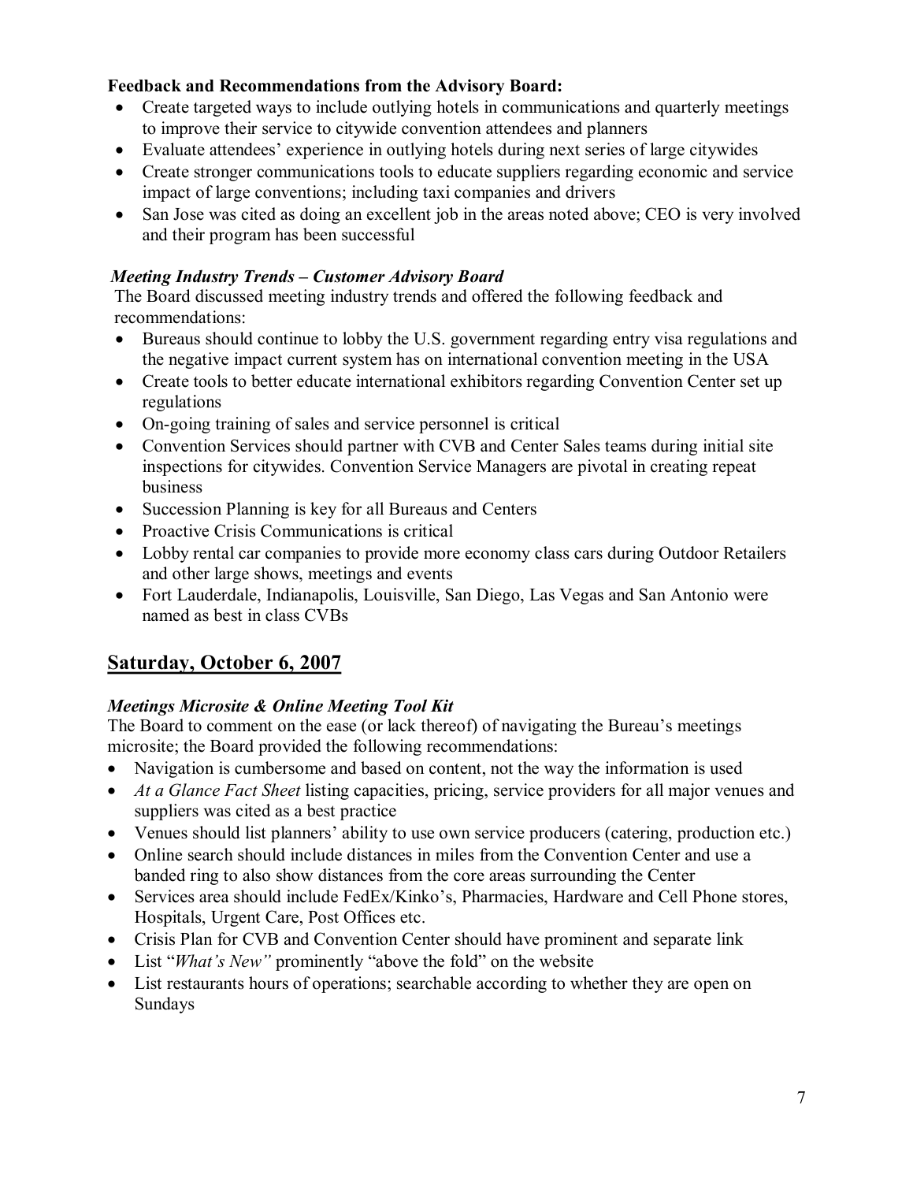**Feedback and Recommendations from the Advisory Board:**

- Create targeted ways to include outlying hotels in communications and quarterly meetings to improve their service to citywide convention attendees and planners
- Evaluate attendees' experience in outlying hotels during next series of large citywides
- Create stronger communications tools to educate suppliers regarding economic and service impact of large conventions; including taxi companies and drivers
- San Jose was cited as doing an excellent job in the areas noted above; CEO is very involved and their program has been successful

***Meeting Industry Trends – Customer Advisory Board***

The Board discussed meeting industry trends and offered the following feedback and recommendations:

- Bureaus should continue to lobby the U.S. government regarding entry visa regulations and the negative impact current system has on international convention meeting in the USA
- Create tools to better educate international exhibitors regarding Convention Center set up regulations
- On-going training of sales and service personnel is critical
- Convention Services should partner with CVB and Center Sales teams during initial site inspections for citywides. Convention Service Managers are pivotal in creating repeat business
- Succession Planning is key for all Bureaus and Centers
- Proactive Crisis Communications is critical
- Lobby rental car companies to provide more economy class cars during Outdoor Retailers and other large shows, meetings and events
- Fort Lauderdale, Indianapolis, Louisville, San Diego, Las Vegas and San Antonio were named as best in class CVBs

## Saturday, October 6, 2007

***Meetings Microsite & Online Meeting Tool Kit***

The Board to comment on the ease (or lack thereof) of navigating the Bureau's meetings microsite; the Board provided the following recommendations:

- Navigation is cumbersome and based on content, not the way the information is used
- *At a Glance Fact Sheet* listing capacities, pricing, service providers for all major venues and suppliers was cited as a best practice
- Venues should list planners' ability to use own service producers (catering, production etc.)
- Online search should include distances in miles from the Convention Center and use a banded ring to also show distances from the core areas surrounding the Center
- Services area should include FedEx/Kinko's, Pharmacies, Hardware and Cell Phone stores, Hospitals, Urgent Care, Post Offices etc.
- Crisis Plan for CVB and Convention Center should have prominent and separate link
- List "*What's New"* prominently "above the fold" on the website
- List restaurants hours of operations; searchable according to whether they are open on Sundays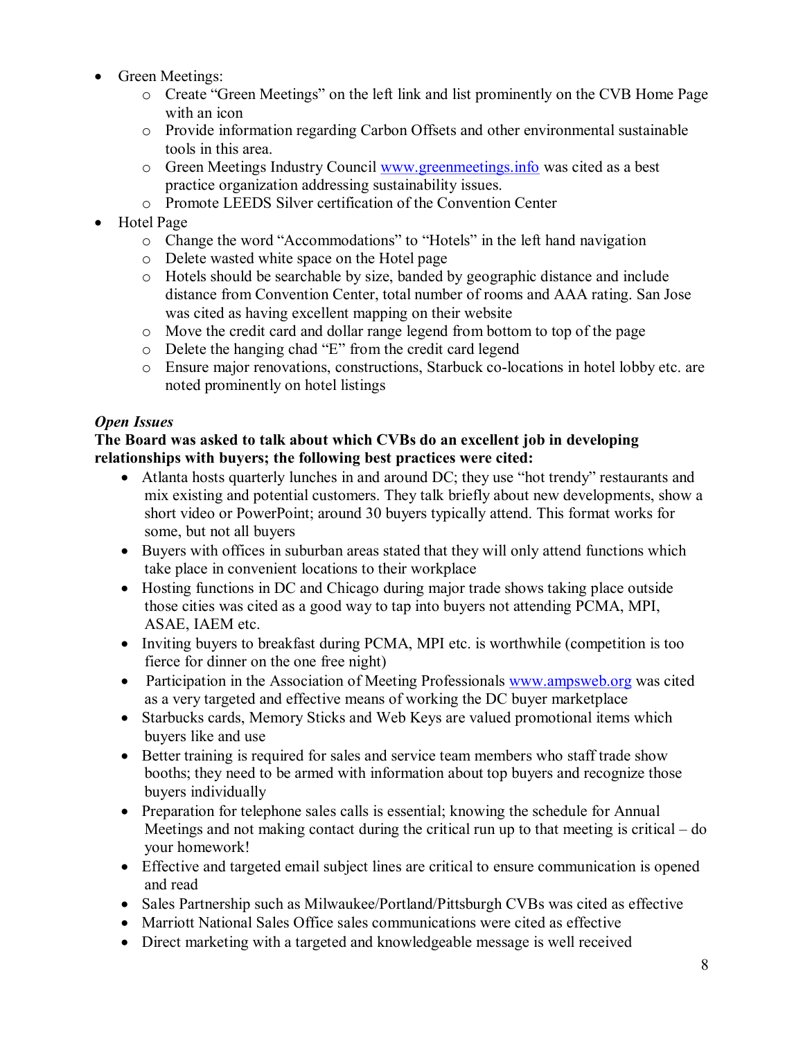- Green Meetings:
    - Create "Green Meetings" on the left link and list prominently on the CVB Home Page with an icon
    - Provide information regarding Carbon Offsets and other environmental sustainable tools in this area.
    - Green Meetings Industry Council www.greenmeetings.info was cited as a best practice organization addressing sustainability issues.
    - Promote LEEDS Silver certification of the Convention Center
- Hotel Page
    - Change the word "Accommodations" to "Hotels" in the left hand navigation
    - Delete wasted white space on the Hotel page
    - Hotels should be searchable by size, banded by geographic distance and include distance from Convention Center, total number of rooms and AAA rating. San Jose was cited as having excellent mapping on their website
    - Move the credit card and dollar range legend from bottom to top of the page
    - Delete the hanging chad "E" from the credit card legend
    - Ensure major renovations, constructions, Starbuck co-locations in hotel lobby etc. are noted prominently on hotel listings

***Open Issues***

**The Board was asked to talk about which CVBs do an excellent job in developing relationships with buyers; the following best practices were cited:**

- Atlanta hosts quarterly lunches in and around DC; they use "hot trendy" restaurants and mix existing and potential customers. They talk briefly about new developments, show a short video or PowerPoint; around 30 buyers typically attend. This format works for some, but not all buyers
- Buyers with offices in suburban areas stated that they will only attend functions which take place in convenient locations to their workplace
- Hosting functions in DC and Chicago during major trade shows taking place outside those cities was cited as a good way to tap into buyers not attending PCMA, MPI, ASAE, IAEM etc.
- Inviting buyers to breakfast during PCMA, MPI etc. is worthwhile (competition is too fierce for dinner on the one free night)
- Participation in the Association of Meeting Professionals www.ampsweb.org was cited as a very targeted and effective means of working the DC buyer marketplace
- Starbucks cards, Memory Sticks and Web Keys are valued promotional items which buyers like and use
- Better training is required for sales and service team members who staff trade show booths; they need to be armed with information about top buyers and recognize those buyers individually
- Preparation for telephone sales calls is essential; knowing the schedule for Annual Meetings and not making contact during the critical run up to that meeting is critical – do your homework!
- Effective and targeted email subject lines are critical to ensure communication is opened and read
- Sales Partnership such as Milwaukee/Portland/Pittsburgh CVBs was cited as effective
- Marriott National Sales Office sales communications were cited as effective
- Direct marketing with a targeted and knowledgeable message is well received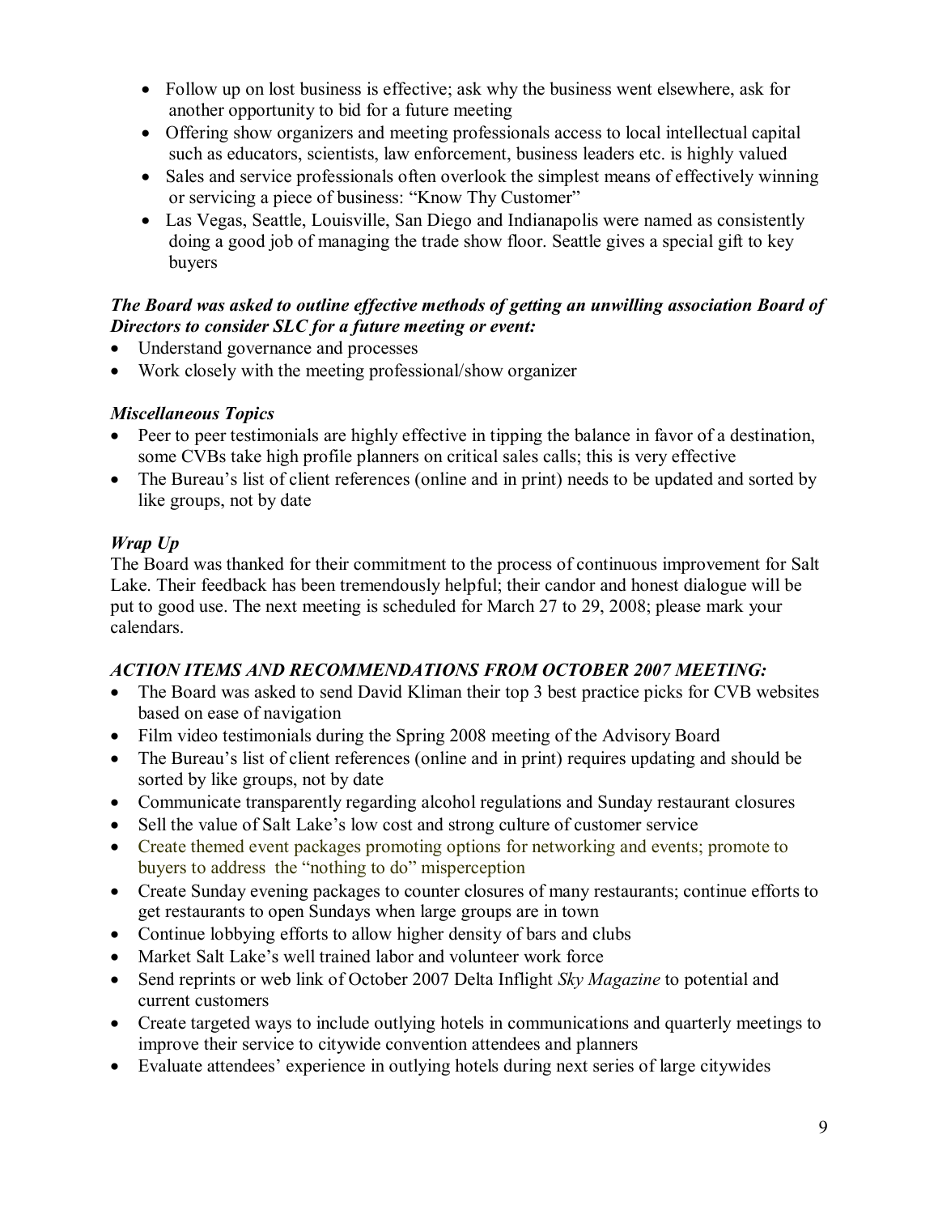- Follow up on lost business is effective; ask why the business went elsewhere, ask for another opportunity to bid for a future meeting
- Offering show organizers and meeting professionals access to local intellectual capital such as educators, scientists, law enforcement, business leaders etc. is highly valued
- Sales and service professionals often overlook the simplest means of effectively winning or servicing a piece of business: "Know Thy Customer"
- Las Vegas, Seattle, Louisville, San Diego and Indianapolis were named as consistently doing a good job of managing the trade show floor. Seattle gives a special gift to key buyers

***The Board was asked to outline effective methods of getting an unwilling association Board of Directors to consider SLC for a future meeting or event:***

- Understand governance and processes
- Work closely with the meeting professional/show organizer

### *Miscellaneous Topics*

- Peer to peer testimonials are highly effective in tipping the balance in favor of a destination, some CVBs take high profile planners on critical sales calls; this is very effective
- The Bureau's list of client references (online and in print) needs to be updated and sorted by like groups, not by date

### *Wrap Up*

The Board was thanked for their commitment to the process of continuous improvement for Salt Lake. Their feedback has been tremendously helpful; their candor and honest dialogue will be put to good use. The next meeting is scheduled for March 27 to 29, 2008; please mark your calendars.

### *ACTION ITEMS AND RECOMMENDATIONS FROM OCTOBER 2007 MEETING:*

- The Board was asked to send David Kliman their top 3 best practice picks for CVB websites based on ease of navigation
- Film video testimonials during the Spring 2008 meeting of the Advisory Board
- The Bureau's list of client references (online and in print) requires updating and should be sorted by like groups, not by date
- Communicate transparently regarding alcohol regulations and Sunday restaurant closures
- Sell the value of Salt Lake's low cost and strong culture of customer service
- Create themed event packages promoting options for networking and events; promote to buyers to address the "nothing to do" misperception
- Create Sunday evening packages to counter closures of many restaurants; continue efforts to get restaurants to open Sundays when large groups are in town
- Continue lobbying efforts to allow higher density of bars and clubs
- Market Salt Lake's well trained labor and volunteer work force
- Send reprints or web link of October 2007 Delta Inflight *Sky Magazine* to potential and current customers
- Create targeted ways to include outlying hotels in communications and quarterly meetings to improve their service to citywide convention attendees and planners
- Evaluate attendees' experience in outlying hotels during next series of large citywides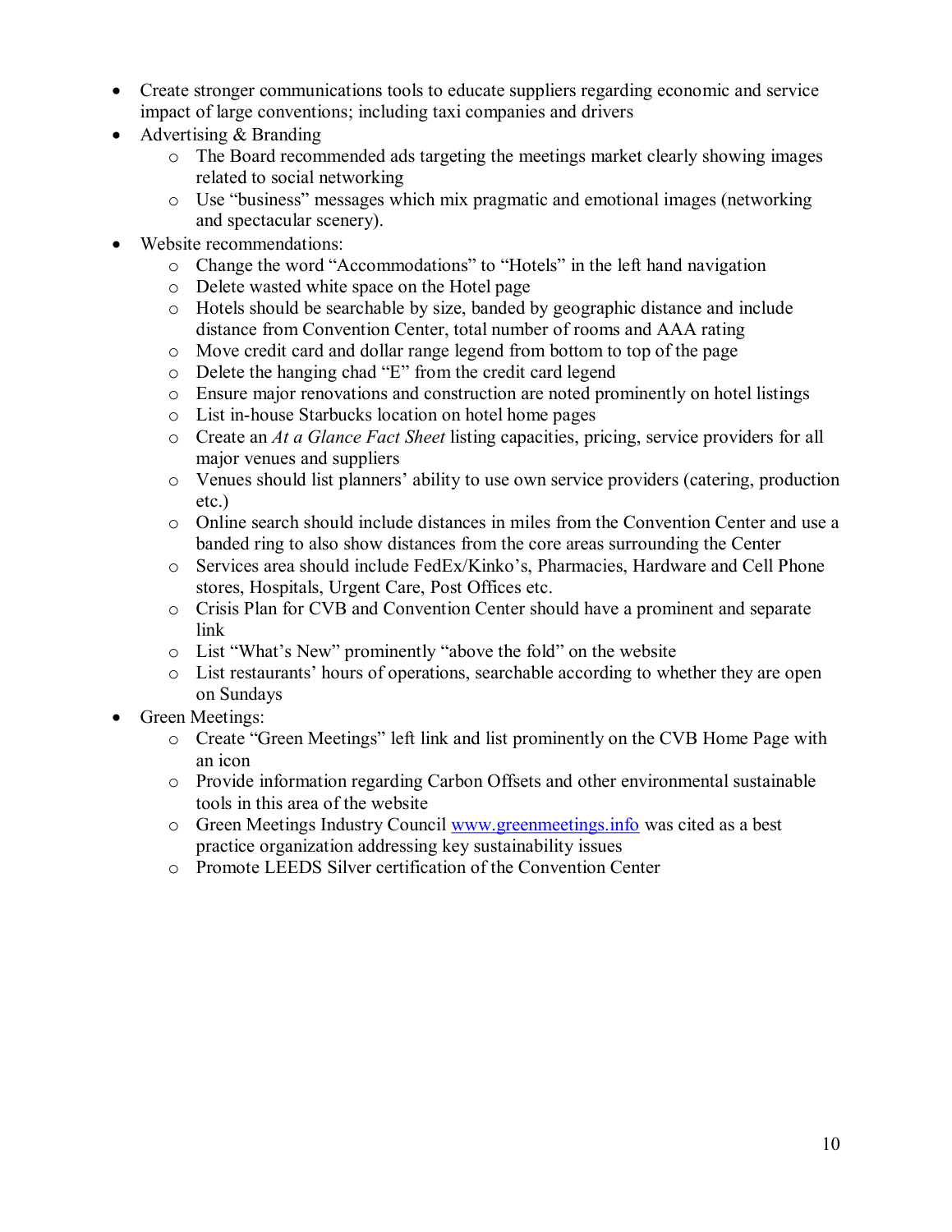- Create stronger communications tools to educate suppliers regarding economic and service impact of large conventions; including taxi companies and drivers
- Advertising & Branding
  - The Board recommended ads targeting the meetings market clearly showing images related to social networking
  - Use "business" messages which mix pragmatic and emotional images (networking and spectacular scenery).
- Website recommendations:
  - Change the word "Accommodations" to "Hotels" in the left hand navigation
  - Delete wasted white space on the Hotel page
  - Hotels should be searchable by size, banded by geographic distance and include distance from Convention Center, total number of rooms and AAA rating
  - Move credit card and dollar range legend from bottom to top of the page
  - Delete the hanging chad "E" from the credit card legend
  - Ensure major renovations and construction are noted prominently on hotel listings
  - List in-house Starbucks location on hotel home pages
  - Create an *At a Glance Fact Sheet* listing capacities, pricing, service providers for all major venues and suppliers
  - Venues should list planners' ability to use own service providers (catering, production etc.)
  - Online search should include distances in miles from the Convention Center and use a banded ring to also show distances from the core areas surrounding the Center
  - Services area should include FedEx/Kinko's, Pharmacies, Hardware and Cell Phone stores, Hospitals, Urgent Care, Post Offices etc.
  - Crisis Plan for CVB and Convention Center should have a prominent and separate link
  - List "What's New" prominently "above the fold" on the website
  - List restaurants' hours of operations, searchable according to whether they are open on Sundays
- Green Meetings:
  - Create "Green Meetings" left link and list prominently on the CVB Home Page with an icon
  - Provide information regarding Carbon Offsets and other environmental sustainable tools in this area of the website
  - Green Meetings Industry Council [www.greenmeetings.info](http://www.greenmeetings.info) was cited as a best practice organization addressing key sustainability issues
  - Promote LEEDS Silver certification of the Convention Center